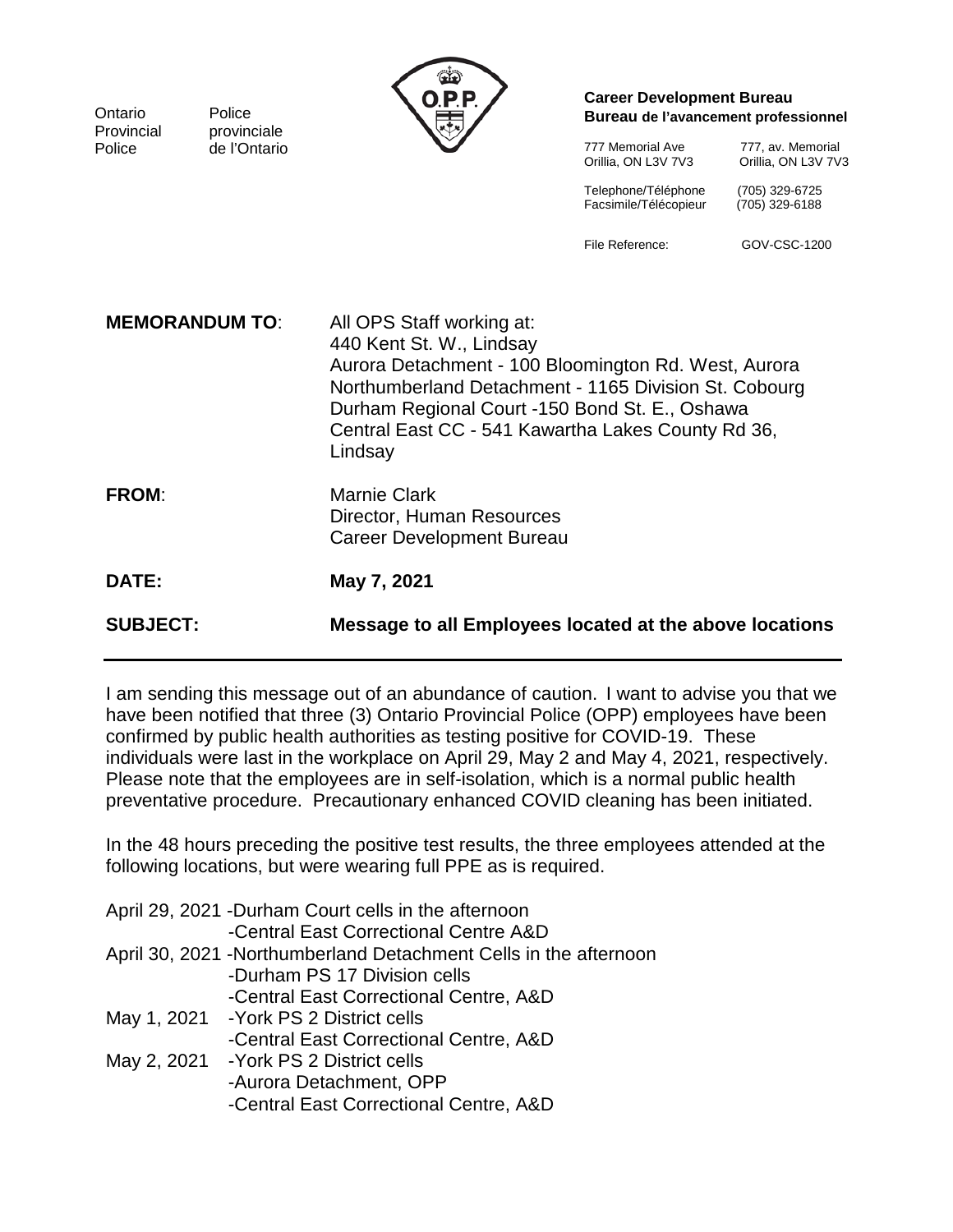Ontario Provincial Police
Police provinciale de l'Ontario

**Career Development Bureau**
**Bureau de l'avancement professionnel**

| | |
|---|---|
| 777 Memorial Ave | 777, av. Memorial |
| Orillia, ON L3V 7V3 | Orillia, ON L3V 7V3 |
| Telephone/Téléphone | (705) 329-6725 |
| Facsimile/Télécopieur | (705) 329-6188 |
| File Reference: | GOV-CSC-1200 |

**MEMORANDUM TO**: All OPS Staff working at:
440 Kent St. W., Lindsay
Aurora Detachment - 100 Bloomington Rd. West, Aurora
Northumberland Detachment - 1165 Division St. Cobourg
Durham Regional Court -150 Bond St. E., Oshawa
Central East CC - 541 Kawartha Lakes County Rd 36, Lindsay

**FROM**: Marnie Clark
Director, Human Resources
Career Development Bureau

**DATE: May 7, 2021**

**SUBJECT: Message to all Employees located at the above locations**

---

I am sending this message out of an abundance of caution. I want to advise you that we have been notified that three (3) Ontario Provincial Police (OPP) employees have been confirmed by public health authorities as testing positive for COVID-19. These individuals were last in the workplace on April 29, May 2 and May 4, 2021, respectively. Please note that the employees are in self-isolation, which is a normal public health preventative procedure. Precautionary enhanced COVID cleaning has been initiated.

In the 48 hours preceding the positive test results, the three employees attended at the following locations, but were wearing full PPE as is required.

April 29, 2021 -Durham Court cells in the afternoon
-Central East Correctional Centre A&D

April 30, 2021 -Northumberland Detachment Cells in the afternoon
-Durham PS 17 Division cells
-Central East Correctional Centre, A&D

May 1, 2021 -York PS 2 District cells
-Central East Correctional Centre, A&D

May 2, 2021 -York PS 2 District cells
-Aurora Detachment, OPP
-Central East Correctional Centre, A&D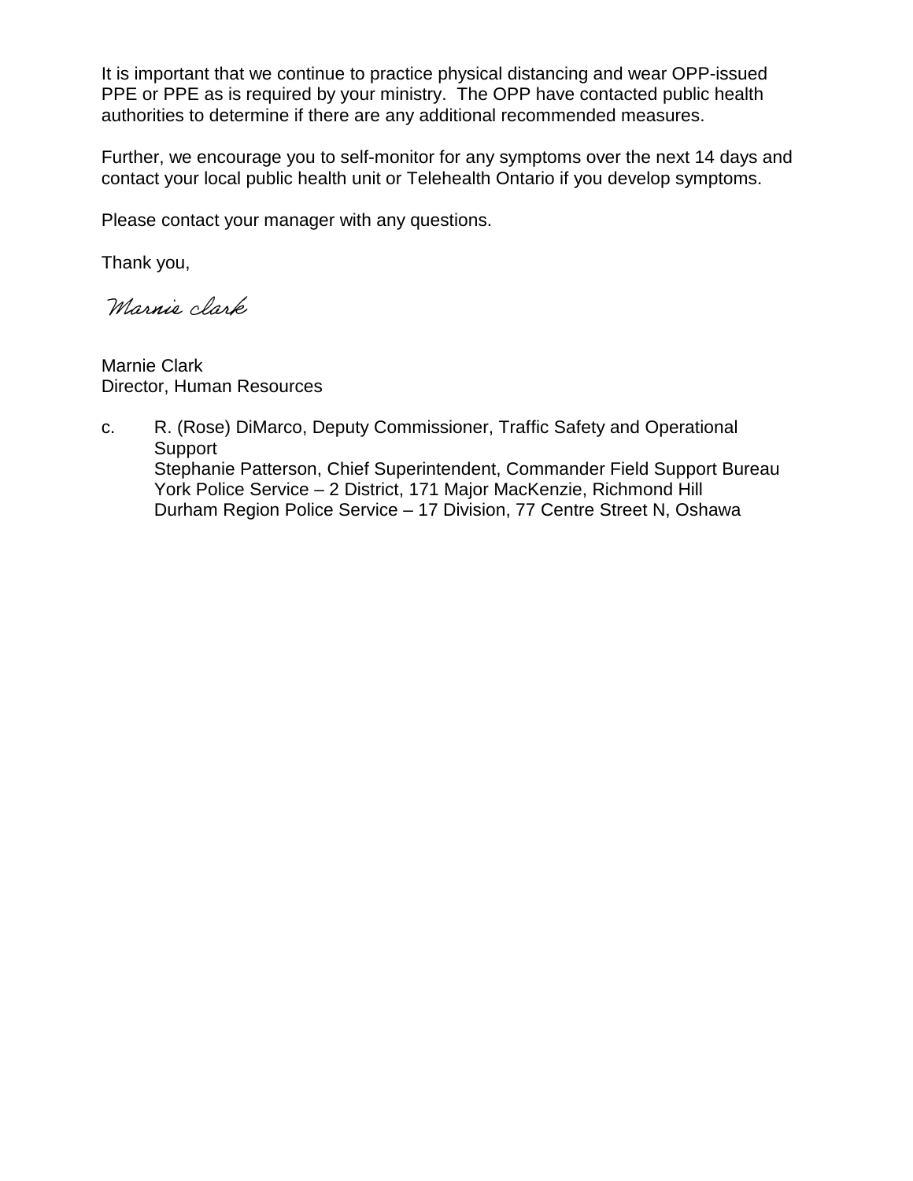It is important that we continue to practice physical distancing and wear OPP-issued PPE or PPE as is required by your ministry. The OPP have contacted public health authorities to determine if there are any additional recommended measures.

Further, we encourage you to self-monitor for any symptoms over the next 14 days and contact your local public health unit or Telehealth Ontario if you develop symptoms.

Please contact your manager with any questions.

Thank you,

*Marnie Clark*

Marnie Clark
Director, Human Resources

c. R. (Rose) DiMarco, Deputy Commissioner, Traffic Safety and Operational Support
Stephanie Patterson, Chief Superintendent, Commander Field Support Bureau
York Police Service – 2 District, 171 Major MacKenzie, Richmond Hill
Durham Region Police Service – 17 Division, 77 Centre Street N, Oshawa